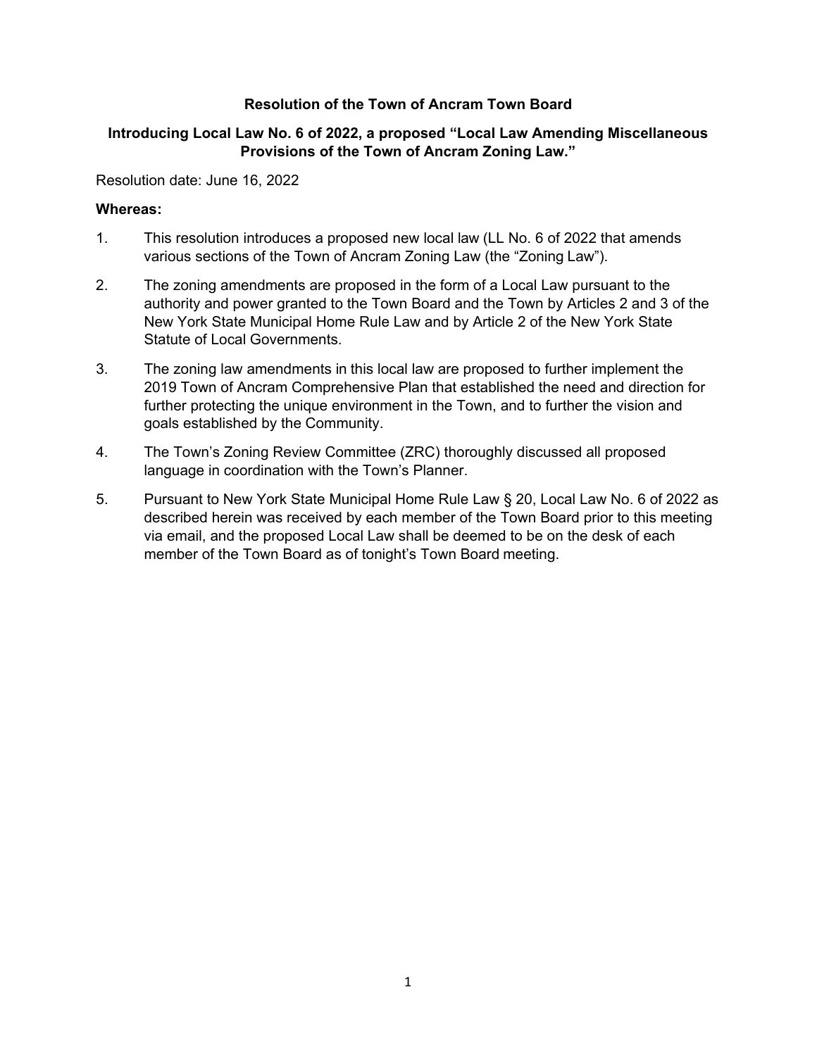**Resolution of the Town of Ancram Town Board**

**Introducing Local Law No. 6 of 2022, a proposed "Local Law Amending Miscellaneous Provisions of the Town of Ancram Zoning Law."**

Resolution date: June 16, 2022

**Whereas:**

1. This resolution introduces a proposed new local law (LL No. 6 of 2022 that amends various sections of the Town of Ancram Zoning Law (the "Zoning Law").

2. The zoning amendments are proposed in the form of a Local Law pursuant to the authority and power granted to the Town Board and the Town by Articles 2 and 3 of the New York State Municipal Home Rule Law and by Article 2 of the New York State Statute of Local Governments.

3. The zoning law amendments in this local law are proposed to further implement the 2019 Town of Ancram Comprehensive Plan that established the need and direction for further protecting the unique environment in the Town, and to further the vision and goals established by the Community.

4. The Town's Zoning Review Committee (ZRC) thoroughly discussed all proposed language in coordination with the Town's Planner.

5. Pursuant to New York State Municipal Home Rule Law § 20, Local Law No. 6 of 2022 as described herein was received by each member of the Town Board prior to this meeting via email, and the proposed Local Law shall be deemed to be on the desk of each member of the Town Board as of tonight's Town Board meeting.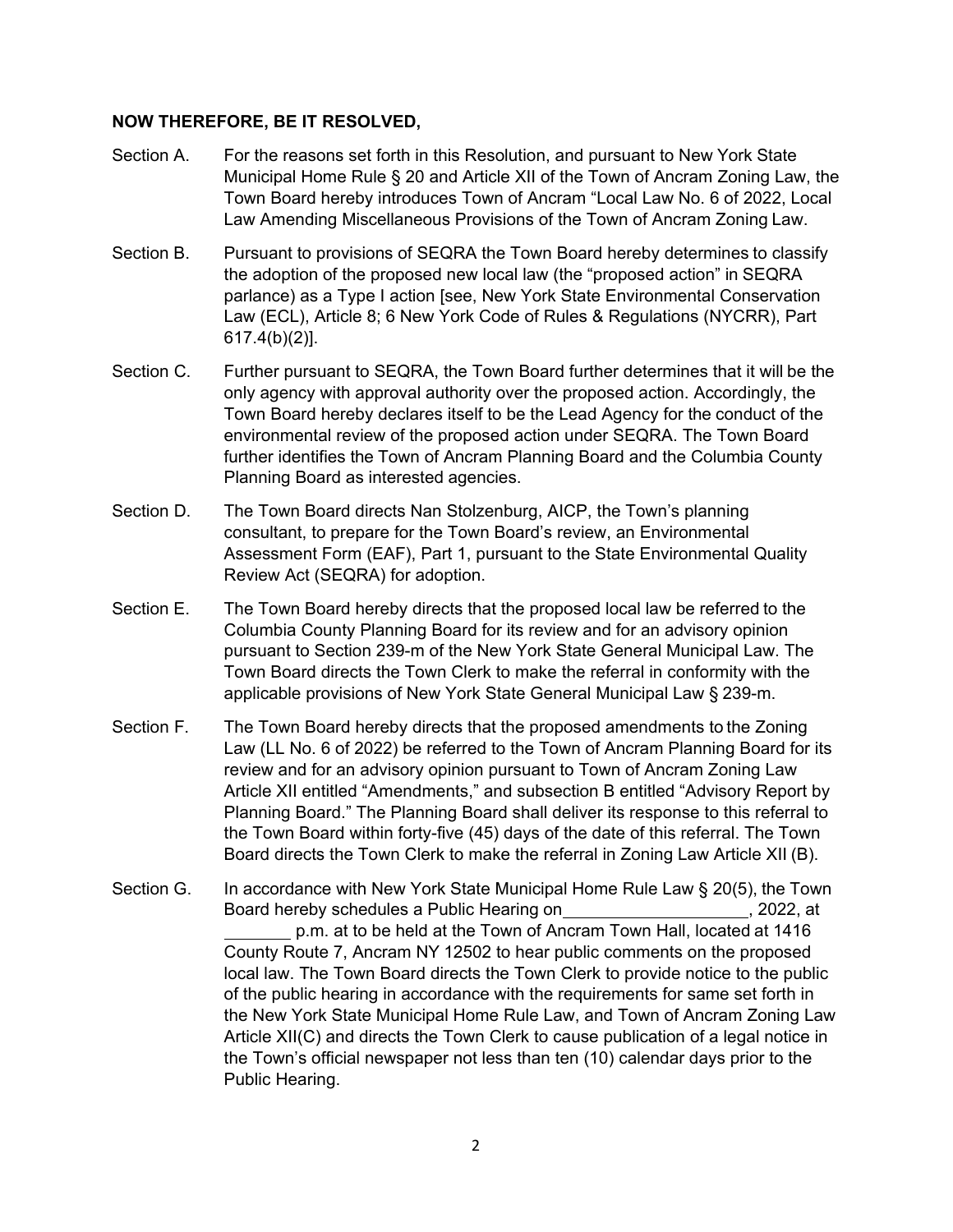**NOW THEREFORE, BE IT RESOLVED,**

Section A. For the reasons set forth in this Resolution, and pursuant to New York State Municipal Home Rule § 20 and Article XII of the Town of Ancram Zoning Law, the Town Board hereby introduces Town of Ancram "Local Law No. 6 of 2022, Local Law Amending Miscellaneous Provisions of the Town of Ancram Zoning Law.

Section B. Pursuant to provisions of SEQRA the Town Board hereby determines to classify the adoption of the proposed new local law (the "proposed action" in SEQRA parlance) as a Type I action [see, New York State Environmental Conservation Law (ECL), Article 8; 6 New York Code of Rules & Regulations (NYCRR), Part 617.4(b)(2)].

Section C. Further pursuant to SEQRA, the Town Board further determines that it will be the only agency with approval authority over the proposed action. Accordingly, the Town Board hereby declares itself to be the Lead Agency for the conduct of the environmental review of the proposed action under SEQRA. The Town Board further identifies the Town of Ancram Planning Board and the Columbia County Planning Board as interested agencies.

Section D. The Town Board directs Nan Stolzenburg, AICP, the Town's planning consultant, to prepare for the Town Board's review, an Environmental Assessment Form (EAF), Part 1, pursuant to the State Environmental Quality Review Act (SEQRA) for adoption.

Section E. The Town Board hereby directs that the proposed local law be referred to the Columbia County Planning Board for its review and for an advisory opinion pursuant to Section 239-m of the New York State General Municipal Law. The Town Board directs the Town Clerk to make the referral in conformity with the applicable provisions of New York State General Municipal Law § 239-m.

Section F. The Town Board hereby directs that the proposed amendments to the Zoning Law (LL No. 6 of 2022) be referred to the Town of Ancram Planning Board for its review and for an advisory opinion pursuant to Town of Ancram Zoning Law Article XII entitled "Amendments," and subsection B entitled "Advisory Report by Planning Board." The Planning Board shall deliver its response to this referral to the Town Board within forty-five (45) days of the date of this referral. The Town Board directs the Town Clerk to make the referral in Zoning Law Article XII (B).

Section G. In accordance with New York State Municipal Home Rule Law § 20(5), the Town Board hereby schedules a Public Hearing on___________________, 2022, at _______ p.m. at to be held at the Town of Ancram Town Hall, located at 1416 County Route 7, Ancram NY 12502 to hear public comments on the proposed local law. The Town Board directs the Town Clerk to provide notice to the public of the public hearing in accordance with the requirements for same set forth in the New York State Municipal Home Rule Law, and Town of Ancram Zoning Law Article XII(C) and directs the Town Clerk to cause publication of a legal notice in the Town's official newspaper not less than ten (10) calendar days prior to the Public Hearing.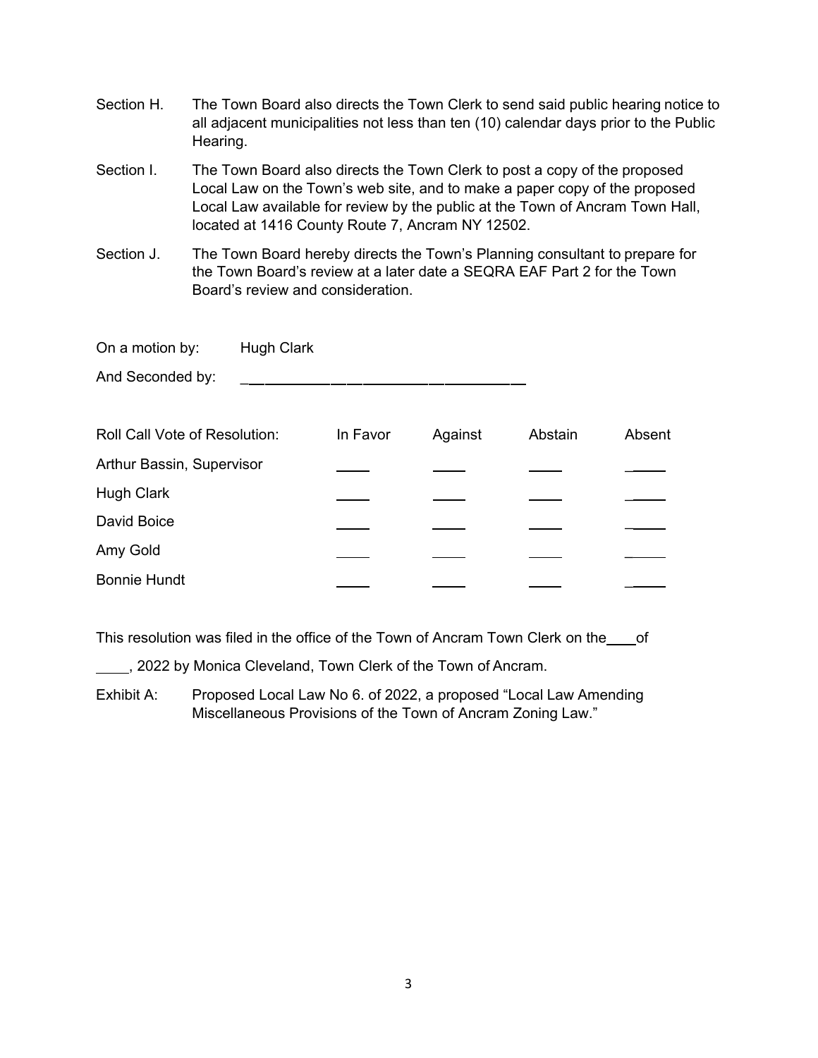Section H. The Town Board also directs the Town Clerk to send said public hearing notice to all adjacent municipalities not less than ten (10) calendar days prior to the Public Hearing.

Section I. The Town Board also directs the Town Clerk to post a copy of the proposed Local Law on the Town's web site, and to make a paper copy of the proposed Local Law available for review by the public at the Town of Ancram Town Hall, located at 1416 County Route 7, Ancram NY 12502.

Section J. The Town Board hereby directs the Town's Planning consultant to prepare for the Town Board's review at a later date a SEQRA EAF Part 2 for the Town Board's review and consideration.

On a motion by: Hugh Clark

And Seconded by: ____________________________________

| Roll Call Vote of Resolution: | In Favor | Against | Abstain | Absent |
|---|---|---|---|---|
| Arthur Bassin, Supervisor | ____ | ____ | ____ | _____ |
| Hugh Clark | ____ | ____ | ____ | _____ |
| David Boice | ____ | ____ | ____ | _____ |
| Amy Gold | ____ | ____ | ____ | _____ |
| Bonnie Hundt | ____ | ____ | ____ | _____ |

This resolution was filed in the office of the Town of Ancram Town Clerk on the ___ of ____, 2022 by Monica Cleveland, Town Clerk of the Town of Ancram.

Exhibit A: Proposed Local Law No 6. of 2022, a proposed "Local Law Amending Miscellaneous Provisions of the Town of Ancram Zoning Law."